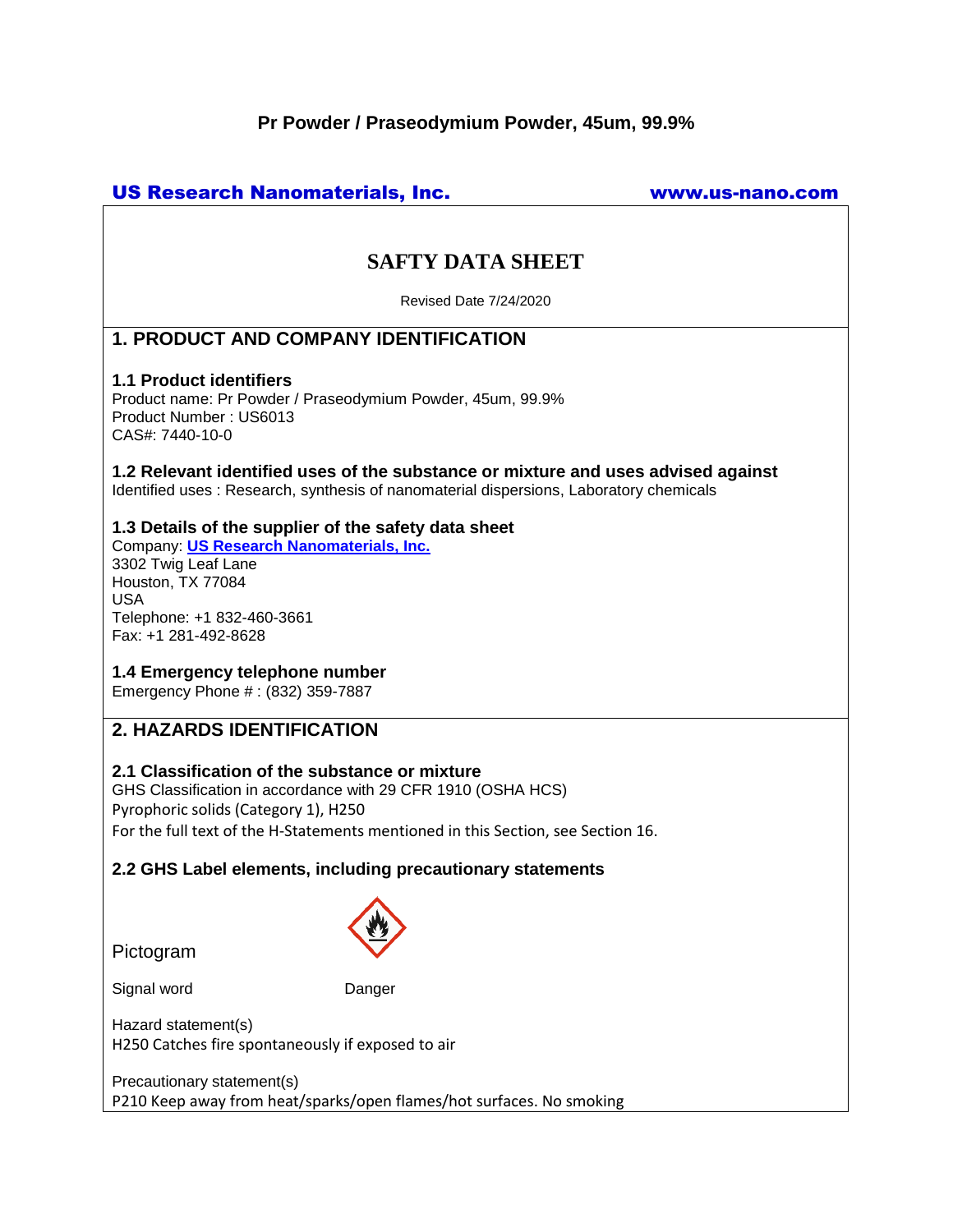**Pr Powder / Praseodymium Powder, 45um, 99.9%**

**US Research Nanomaterials, Inc.** **www.us-nano.com**

# SAFTY DATA SHEET

Revised Date 7/24/2020

## 1. PRODUCT AND COMPANY IDENTIFICATION

### 1.1 Product identifiers

Product name: Pr Powder / Praseodymium Powder, 45um, 99.9%
Product Number : US6013
CAS#: 7440-10-0

### 1.2 Relevant identified uses of the substance or mixture and uses advised against

Identified uses : Research, synthesis of nanomaterial dispersions, Laboratory chemicals

### 1.3 Details of the supplier of the safety data sheet

Company: **US Research Nanomaterials, Inc.**
3302 Twig Leaf Lane
Houston, TX 77084
USA
Telephone: +1 832-460-3661
Fax: +1 281-492-8628

### 1.4 Emergency telephone number

Emergency Phone # : (832) 359-7887

## 2. HAZARDS IDENTIFICATION

### 2.1 Classification of the substance or mixture

GHS Classification in accordance with 29 CFR 1910 (OSHA HCS)
Pyrophoric solids (Category 1), H250
For the full text of the H-Statements mentioned in this Section, see Section 16.

### 2.2 GHS Label elements, including precautionary statements

Pictogram

Signal word Danger

Hazard statement(s)
H250 Catches fire spontaneously if exposed to air

Precautionary statement(s)
P210 Keep away from heat/sparks/open flames/hot surfaces. No smoking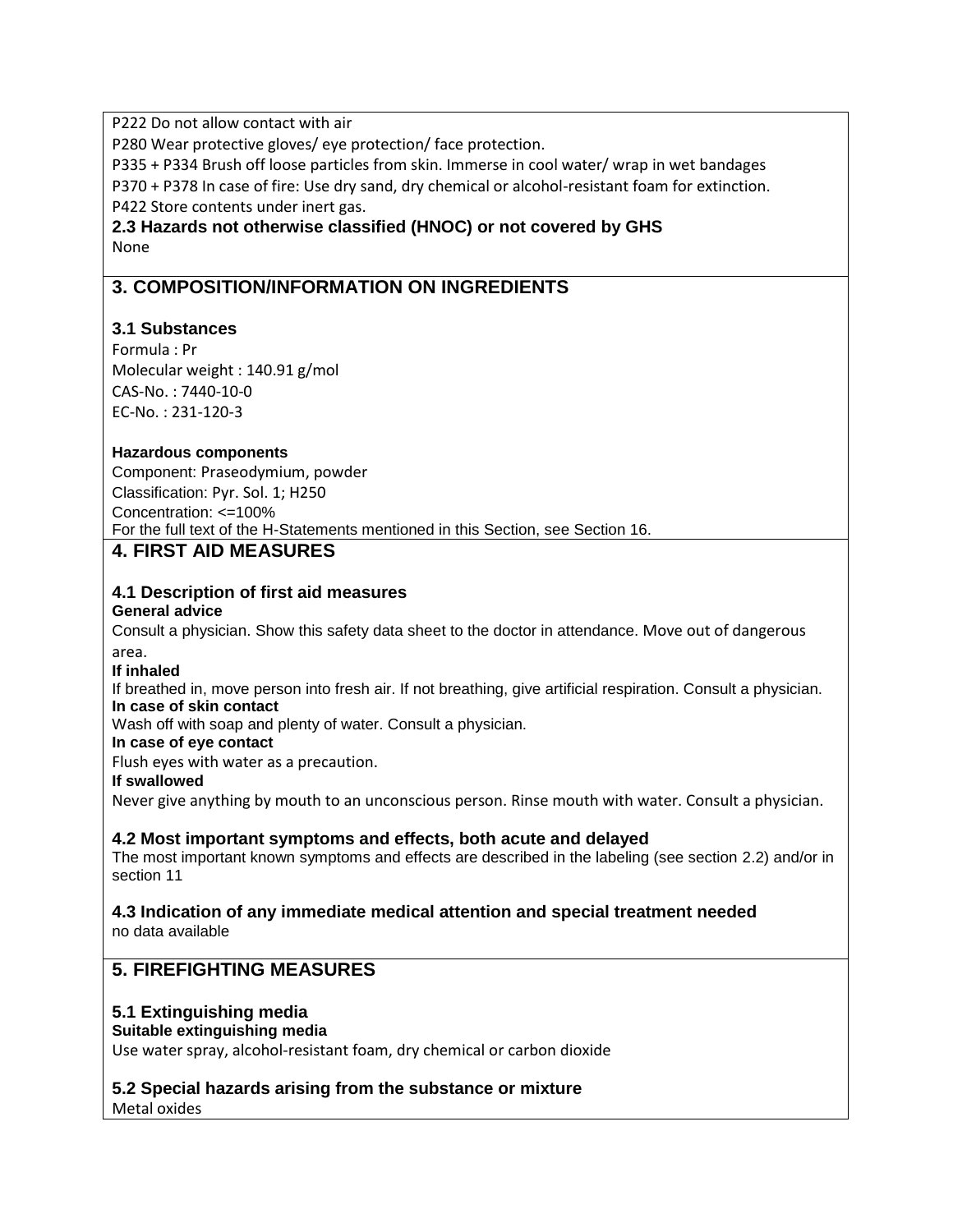P222 Do not allow contact with air

P280 Wear protective gloves/ eye protection/ face protection.

P335 + P334 Brush off loose particles from skin. Immerse in cool water/ wrap in wet bandages

P370 + P378 In case of fire: Use dry sand, dry chemical or alcohol-resistant foam for extinction.

P422 Store contents under inert gas.

### 2.3 Hazards not otherwise classified (HNOC) or not covered by GHS

None

## 3. COMPOSITION/INFORMATION ON INGREDIENTS

### 3.1 Substances

Formula : Pr

Molecular weight : 140.91 g/mol

CAS-No. : 7440-10-0

EC-No. : 231-120-3

**Hazardous components**

Component: Praseodymium, powder

Classification: Pyr. Sol. 1; H250

Concentration: <=100%

For the full text of the H-Statements mentioned in this Section, see Section 16.

## 4. FIRST AID MEASURES

### 4.1 Description of first aid measures

**General advice**

Consult a physician. Show this safety data sheet to the doctor in attendance. Move out of dangerous area.

**If inhaled**

If breathed in, move person into fresh air. If not breathing, give artificial respiration. Consult a physician.

**In case of skin contact**

Wash off with soap and plenty of water. Consult a physician.

**In case of eye contact**

Flush eyes with water as a precaution.

**If swallowed**

Never give anything by mouth to an unconscious person. Rinse mouth with water. Consult a physician.

### 4.2 Most important symptoms and effects, both acute and delayed

The most important known symptoms and effects are described in the labeling (see section 2.2) and/or in section 11

### 4.3 Indication of any immediate medical attention and special treatment needed

no data available

## 5. FIREFIGHTING MEASURES

### 5.1 Extinguishing media

**Suitable extinguishing media**

Use water spray, alcohol-resistant foam, dry chemical or carbon dioxide

### 5.2 Special hazards arising from the substance or mixture

Metal oxides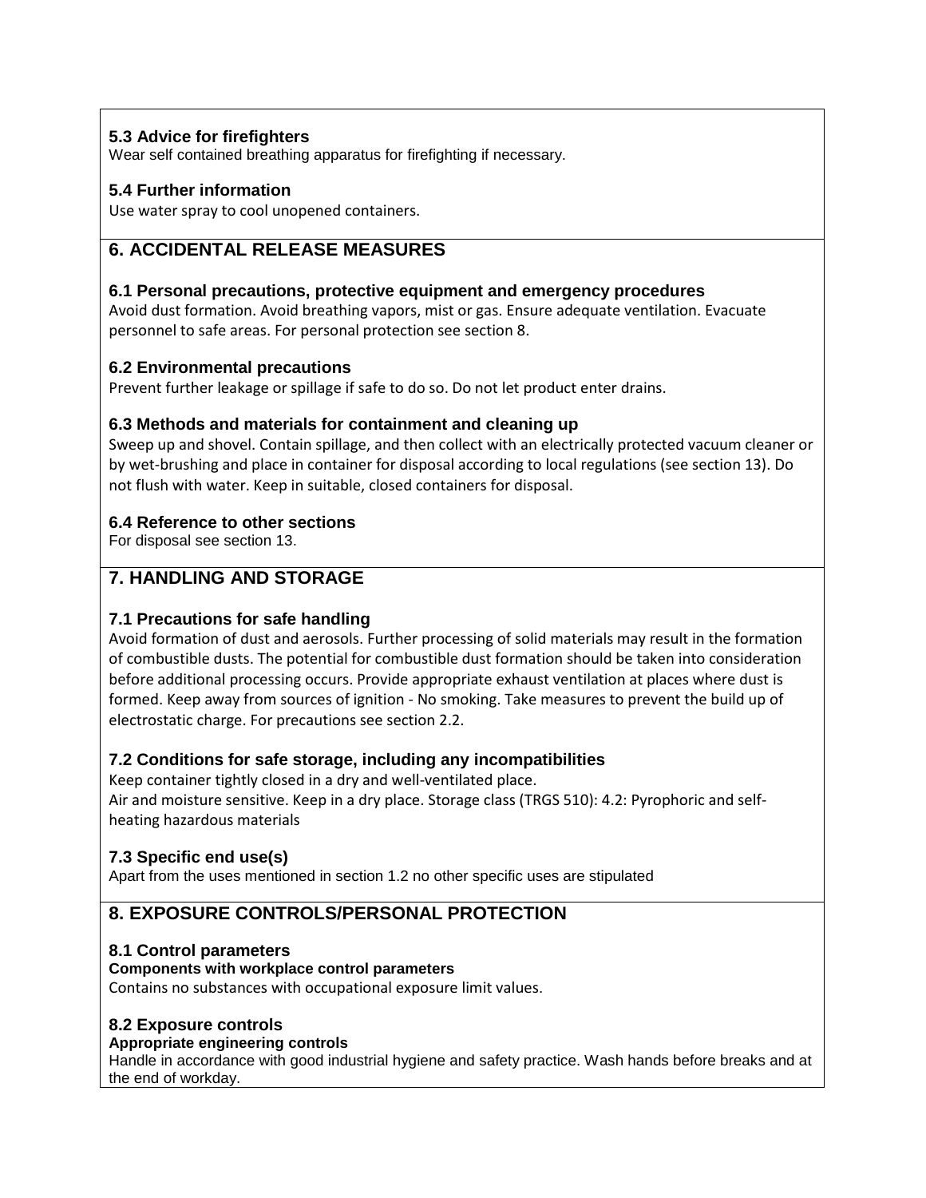### 5.3 Advice for firefighters

Wear self contained breathing apparatus for firefighting if necessary.

### 5.4 Further information

Use water spray to cool unopened containers.

## 6. ACCIDENTAL RELEASE MEASURES

### 6.1 Personal precautions, protective equipment and emergency procedures

Avoid dust formation. Avoid breathing vapors, mist or gas. Ensure adequate ventilation. Evacuate personnel to safe areas. For personal protection see section 8.

### 6.2 Environmental precautions

Prevent further leakage or spillage if safe to do so. Do not let product enter drains.

### 6.3 Methods and materials for containment and cleaning up

Sweep up and shovel. Contain spillage, and then collect with an electrically protected vacuum cleaner or by wet-brushing and place in container for disposal according to local regulations (see section 13). Do not flush with water. Keep in suitable, closed containers for disposal.

### 6.4 Reference to other sections

For disposal see section 13.

## 7. HANDLING AND STORAGE

### 7.1 Precautions for safe handling

Avoid formation of dust and aerosols. Further processing of solid materials may result in the formation of combustible dusts. The potential for combustible dust formation should be taken into consideration before additional processing occurs. Provide appropriate exhaust ventilation at places where dust is formed. Keep away from sources of ignition - No smoking. Take measures to prevent the build up of electrostatic charge. For precautions see section 2.2.

### 7.2 Conditions for safe storage, including any incompatibilities

Keep container tightly closed in a dry and well-ventilated place.
Air and moisture sensitive. Keep in a dry place. Storage class (TRGS 510): 4.2: Pyrophoric and self-heating hazardous materials

### 7.3 Specific end use(s)

Apart from the uses mentioned in section 1.2 no other specific uses are stipulated

## 8. EXPOSURE CONTROLS/PERSONAL PROTECTION

### 8.1 Control parameters

**Components with workplace control parameters**

Contains no substances with occupational exposure limit values.

### 8.2 Exposure controls

**Appropriate engineering controls**

Handle in accordance with good industrial hygiene and safety practice. Wash hands before breaks and at the end of workday.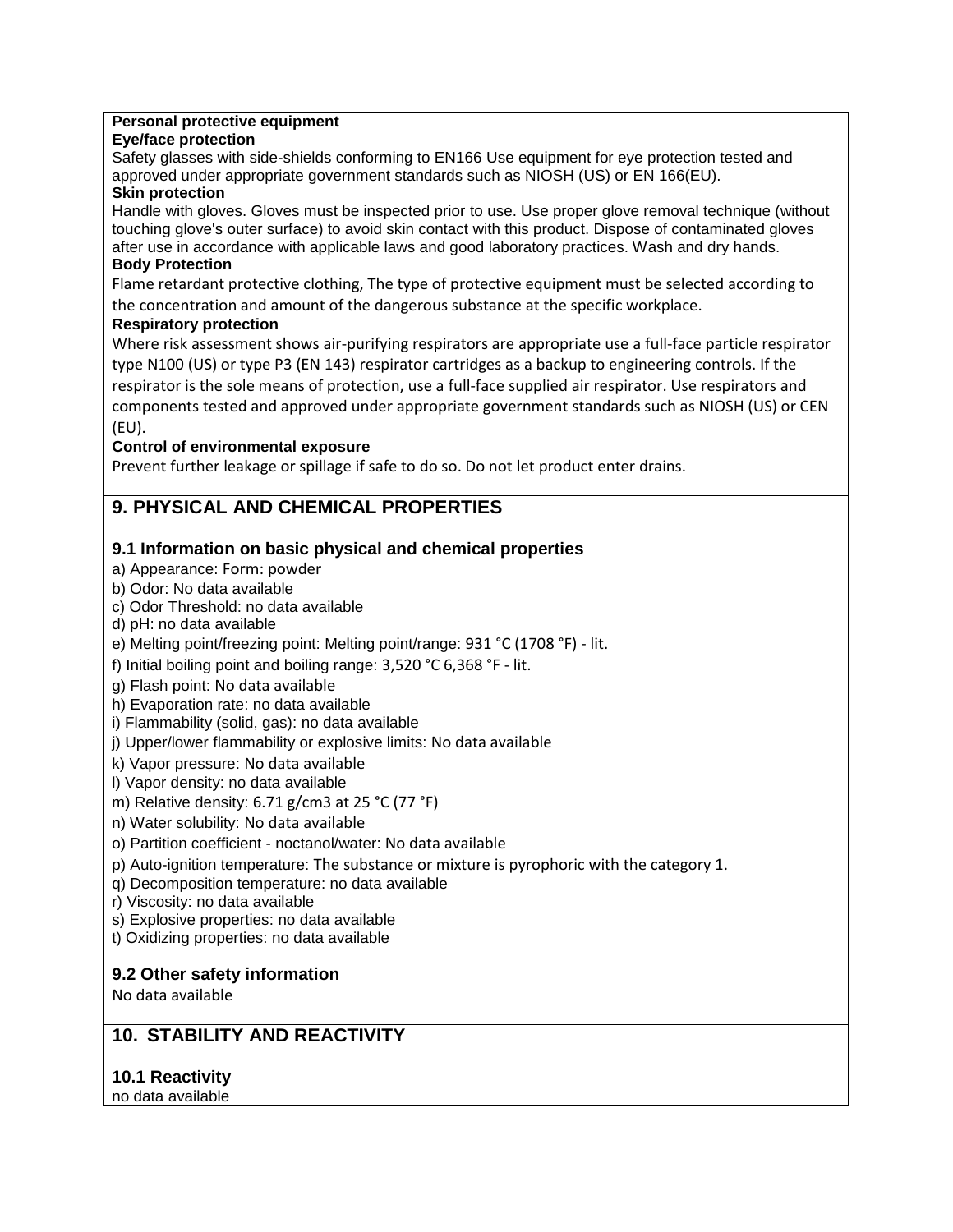**Personal protective equipment**

**Eye/face protection**

Safety glasses with side-shields conforming to EN166 Use equipment for eye protection tested and approved under appropriate government standards such as NIOSH (US) or EN 166(EU).

**Skin protection**

Handle with gloves. Gloves must be inspected prior to use. Use proper glove removal technique (without touching glove's outer surface) to avoid skin contact with this product. Dispose of contaminated gloves after use in accordance with applicable laws and good laboratory practices. Wash and dry hands.

**Body Protection**

Flame retardant protective clothing, The type of protective equipment must be selected according to the concentration and amount of the dangerous substance at the specific workplace.

**Respiratory protection**

Where risk assessment shows air-purifying respirators are appropriate use a full-face particle respirator type N100 (US) or type P3 (EN 143) respirator cartridges as a backup to engineering controls. If the respirator is the sole means of protection, use a full-face supplied air respirator. Use respirators and components tested and approved under appropriate government standards such as NIOSH (US) or CEN (EU).

**Control of environmental exposure**

Prevent further leakage or spillage if safe to do so. Do not let product enter drains.

## 9. PHYSICAL AND CHEMICAL PROPERTIES

### 9.1 Information on basic physical and chemical properties

a) Appearance: Form: powder
b) Odor: No data available
c) Odor Threshold: no data available
d) pH: no data available
e) Melting point/freezing point: Melting point/range: 931 °C (1708 °F) - lit.
f) Initial boiling point and boiling range: 3,520 °C 6,368 °F - lit.
g) Flash point: No data available
h) Evaporation rate: no data available
i) Flammability (solid, gas): no data available
j) Upper/lower flammability or explosive limits: No data available
k) Vapor pressure: No data available
l) Vapor density: no data available
m) Relative density: 6.71 g/cm3 at 25 °C (77 °F)
n) Water solubility: No data available
o) Partition coefficient - noctanol/water: No data available
p) Auto-ignition temperature: The substance or mixture is pyrophoric with the category 1.
q) Decomposition temperature: no data available
r) Viscosity: no data available
s) Explosive properties: no data available
t) Oxidizing properties: no data available

### 9.2 Other safety information

No data available

## 10. STABILITY AND REACTIVITY

### 10.1 Reactivity

no data available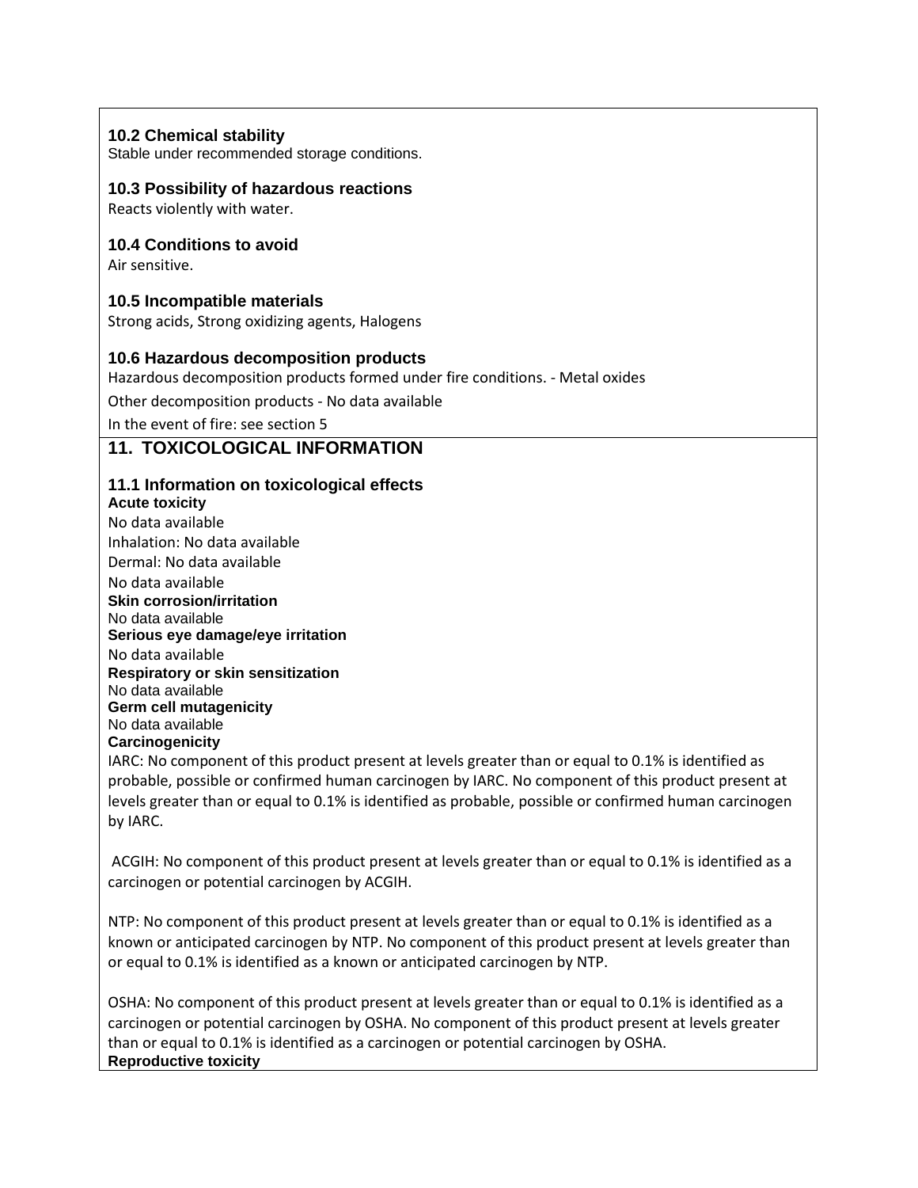### 10.2 Chemical stability

Stable under recommended storage conditions.

### 10.3 Possibility of hazardous reactions

Reacts violently with water.

### 10.4 Conditions to avoid

Air sensitive.

### 10.5 Incompatible materials

Strong acids, Strong oxidizing agents, Halogens

### 10.6 Hazardous decomposition products

Hazardous decomposition products formed under fire conditions. - Metal oxides

Other decomposition products - No data available

In the event of fire: see section 5

## 11. TOXICOLOGICAL INFORMATION

### 11.1 Information on toxicological effects

**Acute toxicity**

No data available

Inhalation: No data available

Dermal: No data available

No data available

**Skin corrosion/irritation**

No data available

**Serious eye damage/eye irritation**

No data available

**Respiratory or skin sensitization**

No data available

**Germ cell mutagenicity**

No data available

**Carcinogenicity**

IARC: No component of this product present at levels greater than or equal to 0.1% is identified as probable, possible or confirmed human carcinogen by IARC. No component of this product present at levels greater than or equal to 0.1% is identified as probable, possible or confirmed human carcinogen by IARC.

ACGIH: No component of this product present at levels greater than or equal to 0.1% is identified as a carcinogen or potential carcinogen by ACGIH.

NTP: No component of this product present at levels greater than or equal to 0.1% is identified as a known or anticipated carcinogen by NTP. No component of this product present at levels greater than or equal to 0.1% is identified as a known or anticipated carcinogen by NTP.

OSHA: No component of this product present at levels greater than or equal to 0.1% is identified as a carcinogen or potential carcinogen by OSHA. No component of this product present at levels greater than or equal to 0.1% is identified as a carcinogen or potential carcinogen by OSHA.

**Reproductive toxicity**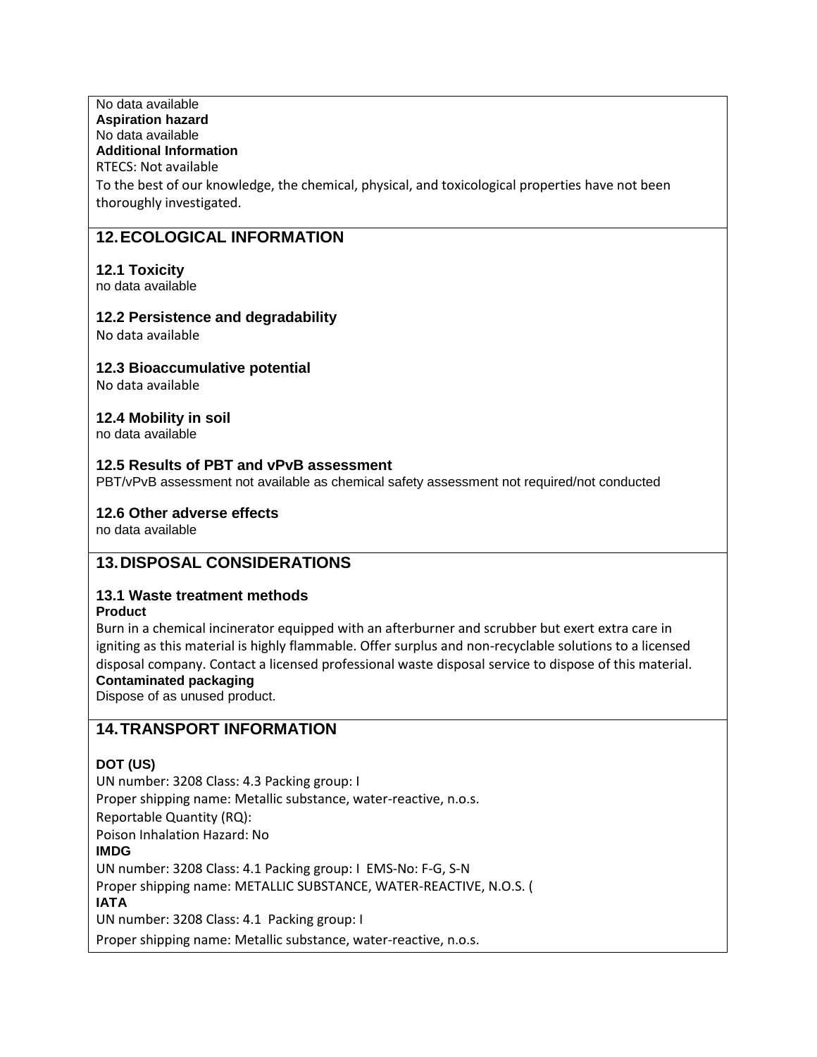No data available

**Aspiration hazard**

No data available

**Additional Information**

RTECS: Not available

To the best of our knowledge, the chemical, physical, and toxicological properties have not been thoroughly investigated.

## 12. ECOLOGICAL INFORMATION

### 12.1 Toxicity

no data available

### 12.2 Persistence and degradability

No data available

### 12.3 Bioaccumulative potential

No data available

### 12.4 Mobility in soil

no data available

### 12.5 Results of PBT and vPvB assessment

PBT/vPvB assessment not available as chemical safety assessment not required/not conducted

### 12.6 Other adverse effects

no data available

## 13. DISPOSAL CONSIDERATIONS

### 13.1 Waste treatment methods

**Product**

Burn in a chemical incinerator equipped with an afterburner and scrubber but exert extra care in igniting as this material is highly flammable. Offer surplus and non-recyclable solutions to a licensed disposal company. Contact a licensed professional waste disposal service to dispose of this material.

**Contaminated packaging**

Dispose of as unused product.

## 14. TRANSPORT INFORMATION

**DOT (US)**

UN number: 3208 Class: 4.3 Packing group: I

Proper shipping name: Metallic substance, water-reactive, n.o.s.

Reportable Quantity (RQ):

Poison Inhalation Hazard: No

**IMDG**

UN number: 3208 Class: 4.1 Packing group: I EMS-No: F-G, S-N

Proper shipping name: METALLIC SUBSTANCE, WATER-REACTIVE, N.O.S. (

**IATA**

UN number: 3208 Class: 4.1 Packing group: I

Proper shipping name: Metallic substance, water-reactive, n.o.s.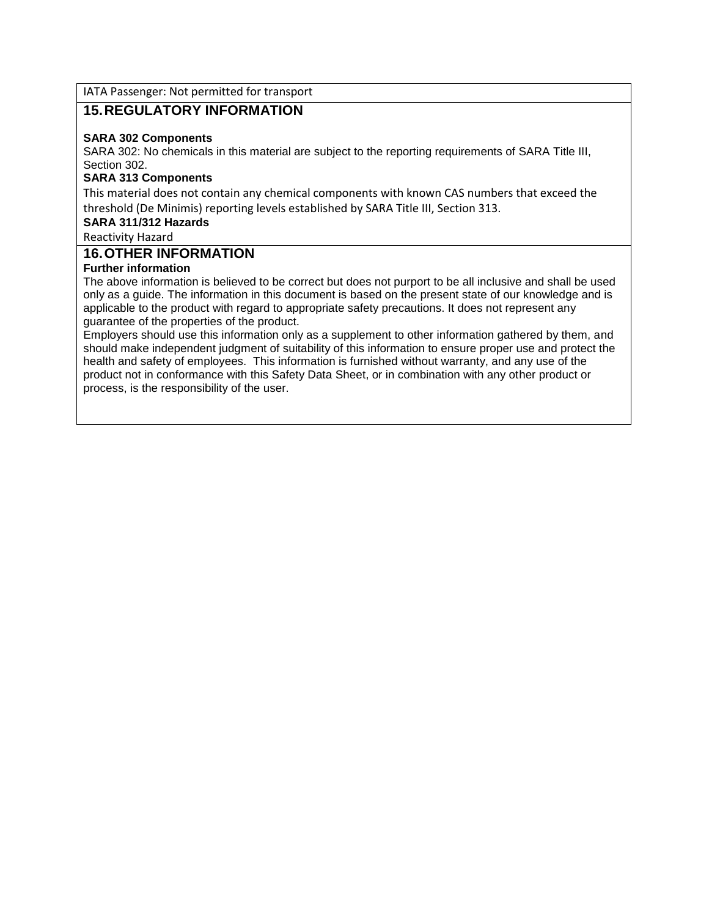IATA Passenger: Not permitted for transport

## 15. REGULATORY INFORMATION

**SARA 302 Components**

SARA 302: No chemicals in this material are subject to the reporting requirements of SARA Title III, Section 302.

**SARA 313 Components**

This material does not contain any chemical components with known CAS numbers that exceed the threshold (De Minimis) reporting levels established by SARA Title III, Section 313.

**SARA 311/312 Hazards**

Reactivity Hazard

## 16. OTHER INFORMATION

**Further information**

The above information is believed to be correct but does not purport to be all inclusive and shall be used only as a guide. The information in this document is based on the present state of our knowledge and is applicable to the product with regard to appropriate safety precautions. It does not represent any guarantee of the properties of the product.

Employers should use this information only as a supplement to other information gathered by them, and should make independent judgment of suitability of this information to ensure proper use and protect the health and safety of employees. This information is furnished without warranty, and any use of the product not in conformance with this Safety Data Sheet, or in combination with any other product or process, is the responsibility of the user.